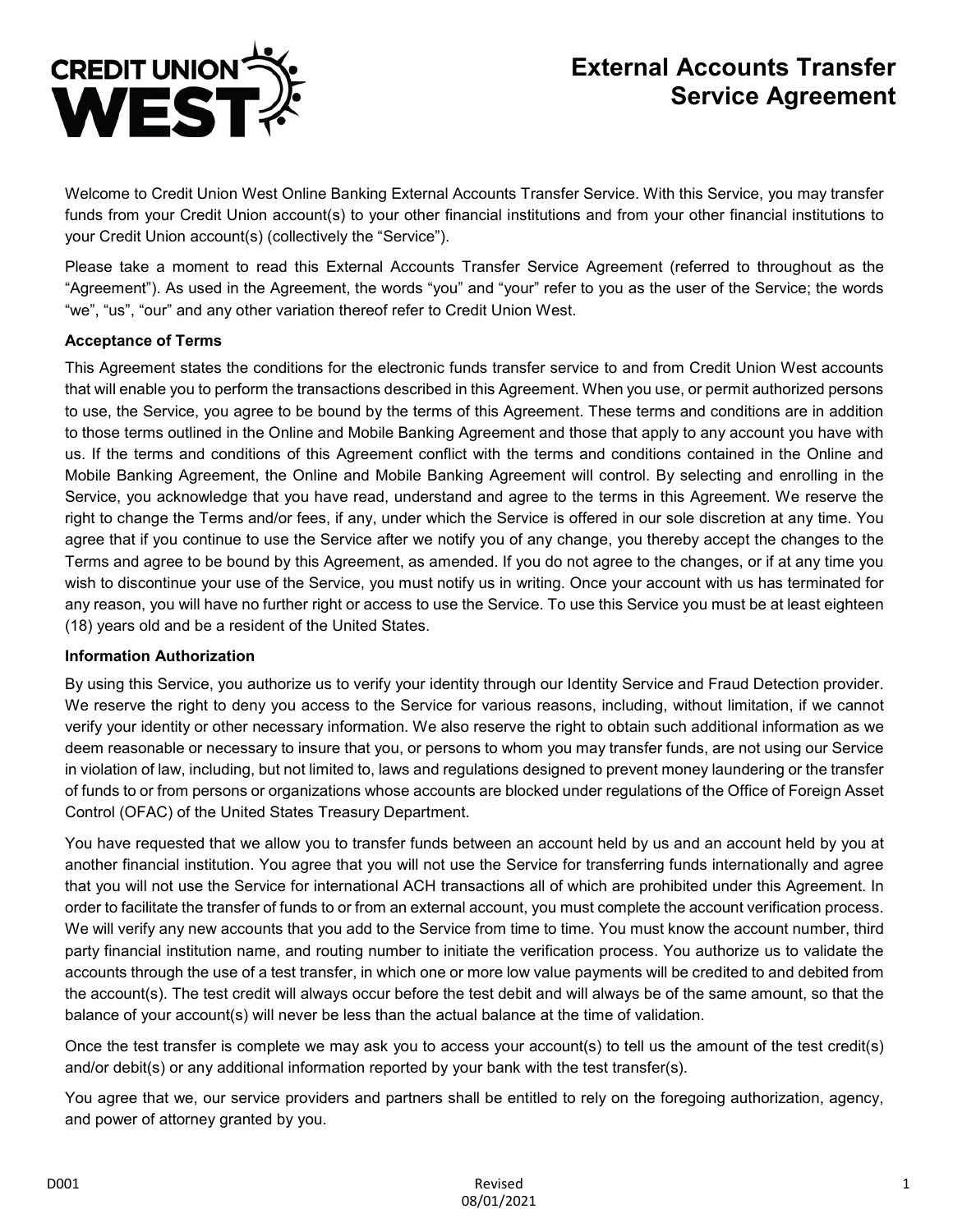# External Accounts Transfer Service Agreement

Welcome to Credit Union West Online Banking External Accounts Transfer Service. With this Service, you may transfer funds from your Credit Union account(s) to your other financial institutions and from your other financial institutions to your Credit Union account(s) (collectively the "Service").

Please take a moment to read this External Accounts Transfer Service Agreement (referred to throughout as the "Agreement"). As used in the Agreement, the words "you" and "your" refer to you as the user of the Service; the words "we", "us", "our" and any other variation thereof refer to Credit Union West.

**Acceptance of Terms**

This Agreement states the conditions for the electronic funds transfer service to and from Credit Union West accounts that will enable you to perform the transactions described in this Agreement. When you use, or permit authorized persons to use, the Service, you agree to be bound by the terms of this Agreement. These terms and conditions are in addition to those terms outlined in the Online and Mobile Banking Agreement and those that apply to any account you have with us. If the terms and conditions of this Agreement conflict with the terms and conditions contained in the Online and Mobile Banking Agreement, the Online and Mobile Banking Agreement will control. By selecting and enrolling in the Service, you acknowledge that you have read, understand and agree to the terms in this Agreement. We reserve the right to change the Terms and/or fees, if any, under which the Service is offered in our sole discretion at any time. You agree that if you continue to use the Service after we notify you of any change, you thereby accept the changes to the Terms and agree to be bound by this Agreement, as amended. If you do not agree to the changes, or if at any time you wish to discontinue your use of the Service, you must notify us in writing. Once your account with us has terminated for any reason, you will have no further right or access to use the Service. To use this Service you must be at least eighteen (18) years old and be a resident of the United States.

**Information Authorization**

By using this Service, you authorize us to verify your identity through our Identity Service and Fraud Detection provider. We reserve the right to deny you access to the Service for various reasons, including, without limitation, if we cannot verify your identity or other necessary information. We also reserve the right to obtain such additional information as we deem reasonable or necessary to insure that you, or persons to whom you may transfer funds, are not using our Service in violation of law, including, but not limited to, laws and regulations designed to prevent money laundering or the transfer of funds to or from persons or organizations whose accounts are blocked under regulations of the Office of Foreign Asset Control (OFAC) of the United States Treasury Department.

You have requested that we allow you to transfer funds between an account held by us and an account held by you at another financial institution. You agree that you will not use the Service for transferring funds internationally and agree that you will not use the Service for international ACH transactions all of which are prohibited under this Agreement. In order to facilitate the transfer of funds to or from an external account, you must complete the account verification process. We will verify any new accounts that you add to the Service from time to time. You must know the account number, third party financial institution name, and routing number to initiate the verification process. You authorize us to validate the accounts through the use of a test transfer, in which one or more low value payments will be credited to and debited from the account(s). The test credit will always occur before the test debit and will always be of the same amount, so that the balance of your account(s) will never be less than the actual balance at the time of validation.

Once the test transfer is complete we may ask you to access your account(s) to tell us the amount of the test credit(s) and/or debit(s) or any additional information reported by your bank with the test transfer(s).

You agree that we, our service providers and partners shall be entitled to rely on the foregoing authorization, agency, and power of attorney granted by you.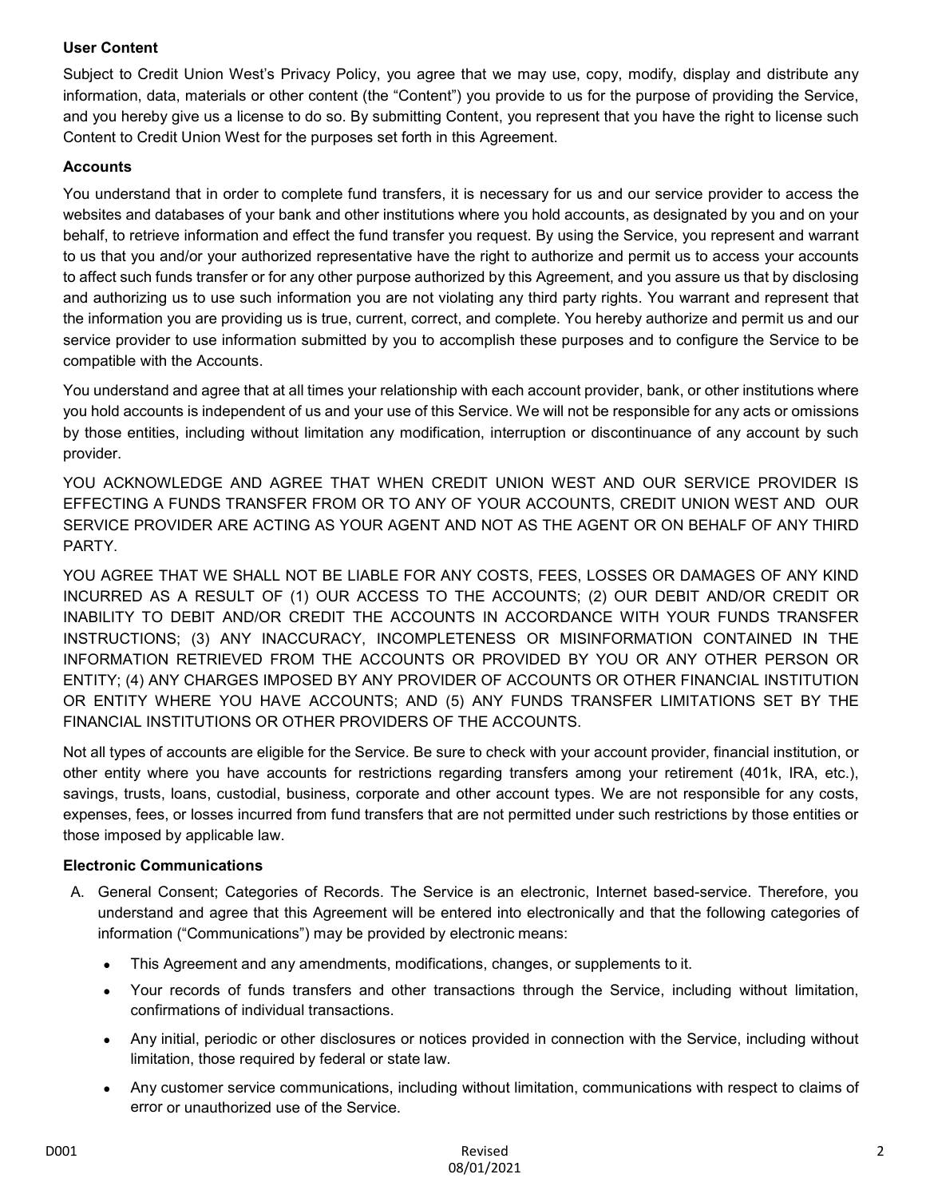**User Content**

Subject to Credit Union West's Privacy Policy, you agree that we may use, copy, modify, display and distribute any information, data, materials or other content (the "Content") you provide to us for the purpose of providing the Service, and you hereby give us a license to do so. By submitting Content, you represent that you have the right to license such Content to Credit Union West for the purposes set forth in this Agreement.

**Accounts**

You understand that in order to complete fund transfers, it is necessary for us and our service provider to access the websites and databases of your bank and other institutions where you hold accounts, as designated by you and on your behalf, to retrieve information and effect the fund transfer you request. By using the Service, you represent and warrant to us that you and/or your authorized representative have the right to authorize and permit us to access your accounts to affect such funds transfer or for any other purpose authorized by this Agreement, and you assure us that by disclosing and authorizing us to use such information you are not violating any third party rights. You warrant and represent that the information you are providing us is true, current, correct, and complete. You hereby authorize and permit us and our service provider to use information submitted by you to accomplish these purposes and to configure the Service to be compatible with the Accounts.

You understand and agree that at all times your relationship with each account provider, bank, or other institutions where you hold accounts is independent of us and your use of this Service. We will not be responsible for any acts or omissions by those entities, including without limitation any modification, interruption or discontinuance of any account by such provider.

YOU ACKNOWLEDGE AND AGREE THAT WHEN CREDIT UNION WEST AND OUR SERVICE PROVIDER IS EFFECTING A FUNDS TRANSFER FROM OR TO ANY OF YOUR ACCOUNTS, CREDIT UNION WEST AND OUR SERVICE PROVIDER ARE ACTING AS YOUR AGENT AND NOT AS THE AGENT OR ON BEHALF OF ANY THIRD PARTY.

YOU AGREE THAT WE SHALL NOT BE LIABLE FOR ANY COSTS, FEES, LOSSES OR DAMAGES OF ANY KIND INCURRED AS A RESULT OF (1) OUR ACCESS TO THE ACCOUNTS; (2) OUR DEBIT AND/OR CREDIT OR INABILITY TO DEBIT AND/OR CREDIT THE ACCOUNTS IN ACCORDANCE WITH YOUR FUNDS TRANSFER INSTRUCTIONS; (3) ANY INACCURACY, INCOMPLETENESS OR MISINFORMATION CONTAINED IN THE INFORMATION RETRIEVED FROM THE ACCOUNTS OR PROVIDED BY YOU OR ANY OTHER PERSON OR ENTITY; (4) ANY CHARGES IMPOSED BY ANY PROVIDER OF ACCOUNTS OR OTHER FINANCIAL INSTITUTION OR ENTITY WHERE YOU HAVE ACCOUNTS; AND (5) ANY FUNDS TRANSFER LIMITATIONS SET BY THE FINANCIAL INSTITUTIONS OR OTHER PROVIDERS OF THE ACCOUNTS.

Not all types of accounts are eligible for the Service. Be sure to check with your account provider, financial institution, or other entity where you have accounts for restrictions regarding transfers among your retirement (401k, IRA, etc.), savings, trusts, loans, custodial, business, corporate and other account types. We are not responsible for any costs, expenses, fees, or losses incurred from fund transfers that are not permitted under such restrictions by those entities or those imposed by applicable law.

**Electronic Communications**

A. General Consent; Categories of Records. The Service is an electronic, Internet based-service. Therefore, you understand and agree that this Agreement will be entered into electronically and that the following categories of information ("Communications") may be provided by electronic means:

   - This Agreement and any amendments, modifications, changes, or supplements to it.
   - Your records of funds transfers and other transactions through the Service, including without limitation, confirmations of individual transactions.
   - Any initial, periodic or other disclosures or notices provided in connection with the Service, including without limitation, those required by federal or state law.
   - Any customer service communications, including without limitation, communications with respect to claims of error or unauthorized use of the Service.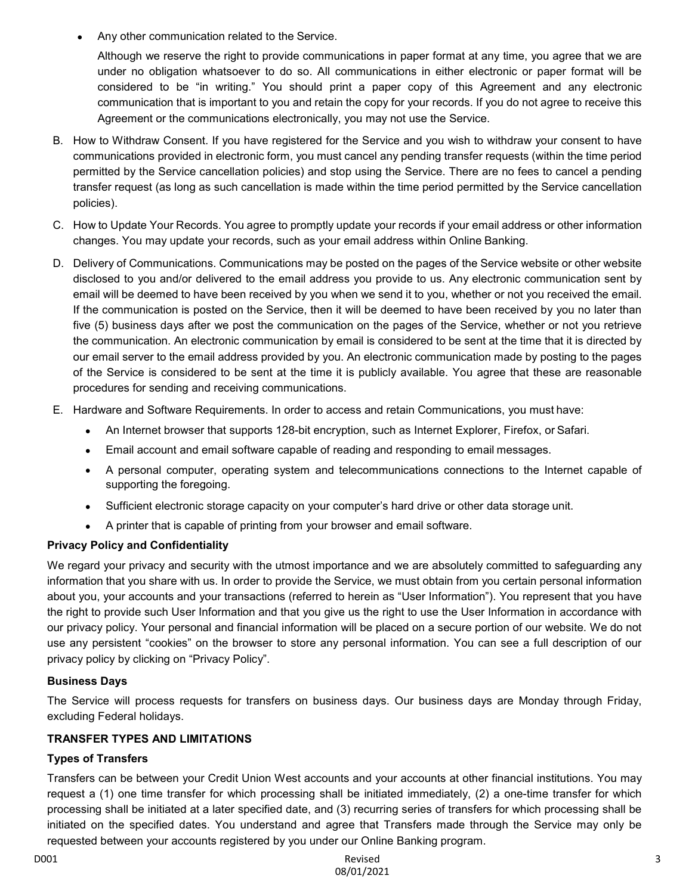- Any other communication related to the Service.

  Although we reserve the right to provide communications in paper format at any time, you agree that we are under no obligation whatsoever to do so. All communications in either electronic or paper format will be considered to be "in writing." You should print a paper copy of this Agreement and any electronic communication that is important to you and retain the copy for your records. If you do not agree to receive this Agreement or the communications electronically, you may not use the Service.

B. How to Withdraw Consent. If you have registered for the Service and you wish to withdraw your consent to have communications provided in electronic form, you must cancel any pending transfer requests (within the time period permitted by the Service cancellation policies) and stop using the Service. There are no fees to cancel a pending transfer request (as long as such cancellation is made within the time period permitted by the Service cancellation policies).

C. How to Update Your Records. You agree to promptly update your records if your email address or other information changes. You may update your records, such as your email address within Online Banking.

D. Delivery of Communications. Communications may be posted on the pages of the Service website or other website disclosed to you and/or delivered to the email address you provide to us. Any electronic communication sent by email will be deemed to have been received by you when we send it to you, whether or not you received the email. If the communication is posted on the Service, then it will be deemed to have been received by you no later than five (5) business days after we post the communication on the pages of the Service, whether or not you retrieve the communication. An electronic communication by email is considered to be sent at the time that it is directed by our email server to the email address provided by you. An electronic communication made by posting to the pages of the Service is considered to be sent at the time it is publicly available. You agree that these are reasonable procedures for sending and receiving communications.

E. Hardware and Software Requirements. In order to access and retain Communications, you must have:
   - An Internet browser that supports 128-bit encryption, such as Internet Explorer, Firefox, or Safari.
   - Email account and email software capable of reading and responding to email messages.
   - A personal computer, operating system and telecommunications connections to the Internet capable of supporting the foregoing.
   - Sufficient electronic storage capacity on your computer's hard drive or other data storage unit.
   - A printer that is capable of printing from your browser and email software.

**Privacy Policy and Confidentiality**

We regard your privacy and security with the utmost importance and we are absolutely committed to safeguarding any information that you share with us. In order to provide the Service, we must obtain from you certain personal information about you, your accounts and your transactions (referred to herein as "User Information"). You represent that you have the right to provide such User Information and that you give us the right to use the User Information in accordance with our privacy policy. Your personal and financial information will be placed on a secure portion of our website. We do not use any persistent "cookies" on the browser to store any personal information. You can see a full description of our privacy policy by clicking on "Privacy Policy".

**Business Days**

The Service will process requests for transfers on business days. Our business days are Monday through Friday, excluding Federal holidays.

**TRANSFER TYPES AND LIMITATIONS**

**Types of Transfers**

Transfers can be between your Credit Union West accounts and your accounts at other financial institutions. You may request a (1) one time transfer for which processing shall be initiated immediately, (2) a one-time transfer for which processing shall be initiated at a later specified date, and (3) recurring series of transfers for which processing shall be initiated on the specified dates. You understand and agree that Transfers made through the Service may only be requested between your accounts registered by you under our Online Banking program.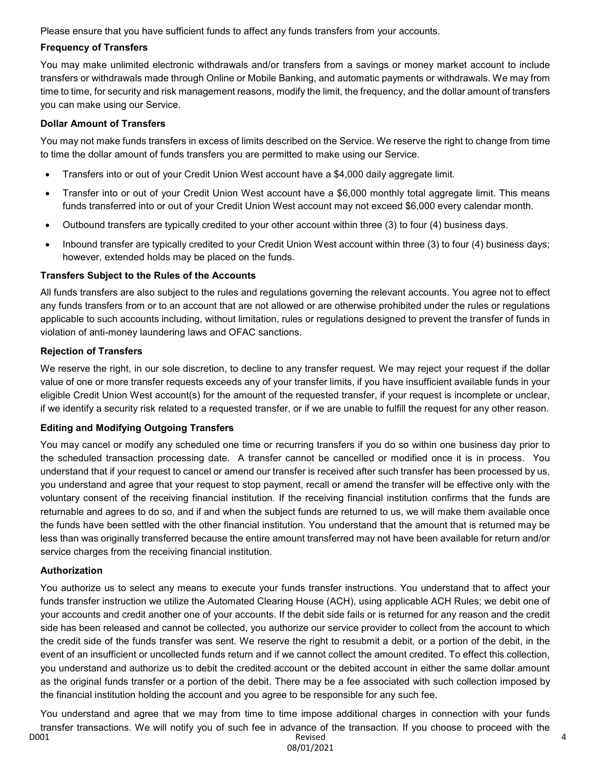Please ensure that you have sufficient funds to affect any funds transfers from your accounts.

**Frequency of Transfers**

You may make unlimited electronic withdrawals and/or transfers from a savings or money market account to include transfers or withdrawals made through Online or Mobile Banking, and automatic payments or withdrawals. We may from time to time, for security and risk management reasons, modify the limit, the frequency, and the dollar amount of transfers you can make using our Service.

**Dollar Amount of Transfers**

You may not make funds transfers in excess of limits described on the Service. We reserve the right to change from time to time the dollar amount of funds transfers you are permitted to make using our Service.

- Transfers into or out of your Credit Union West account have a $4,000 daily aggregate limit.
- Transfer into or out of your Credit Union West account have a $6,000 monthly total aggregate limit. This means funds transferred into or out of your Credit Union West account may not exceed $6,000 every calendar month.
- Outbound transfers are typically credited to your other account within three (3) to four (4) business days.
- Inbound transfer are typically credited to your Credit Union West account within three (3) to four (4) business days; however, extended holds may be placed on the funds.

**Transfers Subject to the Rules of the Accounts**

All funds transfers are also subject to the rules and regulations governing the relevant accounts. You agree not to effect any funds transfers from or to an account that are not allowed or are otherwise prohibited under the rules or regulations applicable to such accounts including, without limitation, rules or regulations designed to prevent the transfer of funds in violation of anti-money laundering laws and OFAC sanctions.

**Rejection of Transfers**

We reserve the right, in our sole discretion, to decline to any transfer request. We may reject your request if the dollar value of one or more transfer requests exceeds any of your transfer limits, if you have insufficient available funds in your eligible Credit Union West account(s) for the amount of the requested transfer, if your request is incomplete or unclear, if we identify a security risk related to a requested transfer, or if we are unable to fulfill the request for any other reason.

**Editing and Modifying Outgoing Transfers**

You may cancel or modify any scheduled one time or recurring transfers if you do so within one business day prior to the scheduled transaction processing date. A transfer cannot be cancelled or modified once it is in process. You understand that if your request to cancel or amend our transfer is received after such transfer has been processed by us, you understand and agree that your request to stop payment, recall or amend the transfer will be effective only with the voluntary consent of the receiving financial institution. If the receiving financial institution confirms that the funds are returnable and agrees to do so, and if and when the subject funds are returned to us, we will make them available once the funds have been settled with the other financial institution. You understand that the amount that is returned may be less than was originally transferred because the entire amount transferred may not have been available for return and/or service charges from the receiving financial institution.

**Authorization**

You authorize us to select any means to execute your funds transfer instructions. You understand that to affect your funds transfer instruction we utilize the Automated Clearing House (ACH), using applicable ACH Rules; we debit one of your accounts and credit another one of your accounts. If the debit side fails or is returned for any reason and the credit side has been released and cannot be collected, you authorize our service provider to collect from the account to which the credit side of the funds transfer was sent. We reserve the right to resubmit a debit, or a portion of the debit, in the event of an insufficient or uncollected funds return and if we cannot collect the amount credited. To effect this collection, you understand and authorize us to debit the credited account or the debited account in either the same dollar amount as the original funds transfer or a portion of the debit. There may be a fee associated with such collection imposed by the financial institution holding the account and you agree to be responsible for any such fee.

You understand and agree that we may from time to time impose additional charges in connection with your funds transfer transactions. We will notify you of such fee in advance of the transaction. If you choose to proceed with the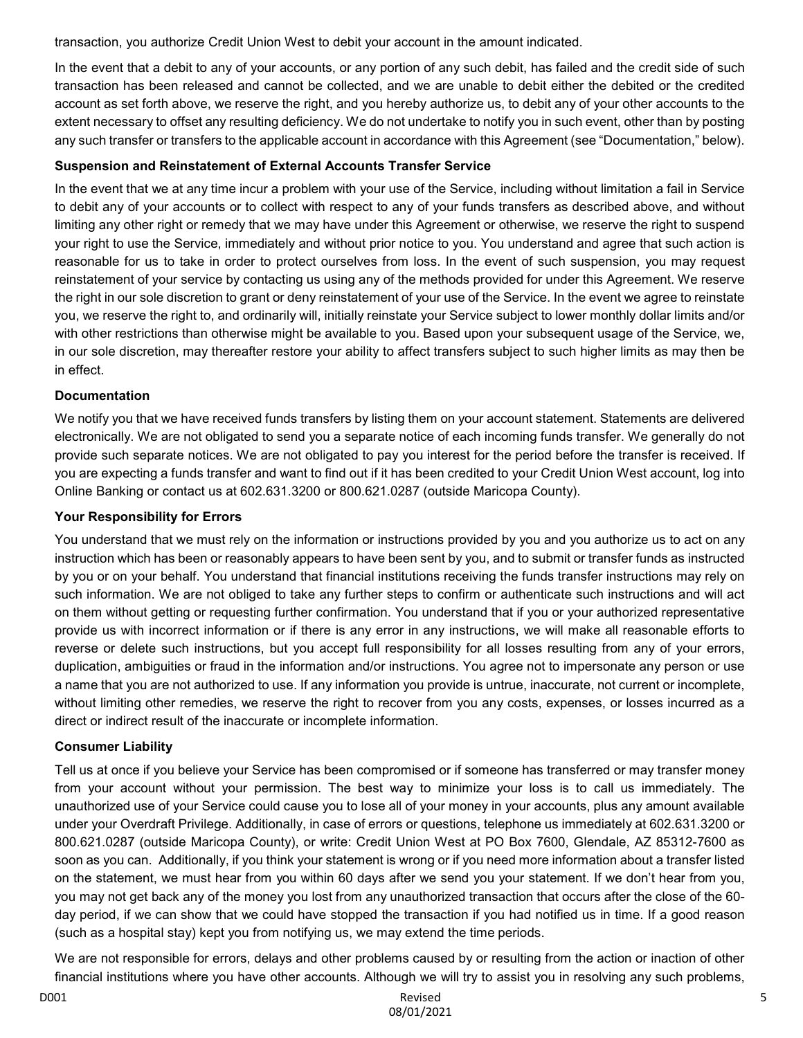transaction, you authorize Credit Union West to debit your account in the amount indicated.

In the event that a debit to any of your accounts, or any portion of any such debit, has failed and the credit side of such transaction has been released and cannot be collected, and we are unable to debit either the debited or the credited account as set forth above, we reserve the right, and you hereby authorize us, to debit any of your other accounts to the extent necessary to offset any resulting deficiency. We do not undertake to notify you in such event, other than by posting any such transfer or transfers to the applicable account in accordance with this Agreement (see "Documentation," below).

**Suspension and Reinstatement of External Accounts Transfer Service**

In the event that we at any time incur a problem with your use of the Service, including without limitation a fail in Service to debit any of your accounts or to collect with respect to any of your funds transfers as described above, and without limiting any other right or remedy that we may have under this Agreement or otherwise, we reserve the right to suspend your right to use the Service, immediately and without prior notice to you. You understand and agree that such action is reasonable for us to take in order to protect ourselves from loss. In the event of such suspension, you may request reinstatement of your service by contacting us using any of the methods provided for under this Agreement. We reserve the right in our sole discretion to grant or deny reinstatement of your use of the Service. In the event we agree to reinstate you, we reserve the right to, and ordinarily will, initially reinstate your Service subject to lower monthly dollar limits and/or with other restrictions than otherwise might be available to you. Based upon your subsequent usage of the Service, we, in our sole discretion, may thereafter restore your ability to affect transfers subject to such higher limits as may then be in effect.

**Documentation**

We notify you that we have received funds transfers by listing them on your account statement. Statements are delivered electronically. We are not obligated to send you a separate notice of each incoming funds transfer. We generally do not provide such separate notices. We are not obligated to pay you interest for the period before the transfer is received. If you are expecting a funds transfer and want to find out if it has been credited to your Credit Union West account, log into Online Banking or contact us at 602.631.3200 or 800.621.0287 (outside Maricopa County).

**Your Responsibility for Errors**

You understand that we must rely on the information or instructions provided by you and you authorize us to act on any instruction which has been or reasonably appears to have been sent by you, and to submit or transfer funds as instructed by you or on your behalf. You understand that financial institutions receiving the funds transfer instructions may rely on such information. We are not obliged to take any further steps to confirm or authenticate such instructions and will act on them without getting or requesting further confirmation. You understand that if you or your authorized representative provide us with incorrect information or if there is any error in any instructions, we will make all reasonable efforts to reverse or delete such instructions, but you accept full responsibility for all losses resulting from any of your errors, duplication, ambiguities or fraud in the information and/or instructions. You agree not to impersonate any person or use a name that you are not authorized to use. If any information you provide is untrue, inaccurate, not current or incomplete, without limiting other remedies, we reserve the right to recover from you any costs, expenses, or losses incurred as a direct or indirect result of the inaccurate or incomplete information.

**Consumer Liability**

Tell us at once if you believe your Service has been compromised or if someone has transferred or may transfer money from your account without your permission. The best way to minimize your loss is to call us immediately. The unauthorized use of your Service could cause you to lose all of your money in your accounts, plus any amount available under your Overdraft Privilege. Additionally, in case of errors or questions, telephone us immediately at 602.631.3200 or 800.621.0287 (outside Maricopa County), or write: Credit Union West at PO Box 7600, Glendale, AZ 85312-7600 as soon as you can. Additionally, if you think your statement is wrong or if you need more information about a transfer listed on the statement, we must hear from you within 60 days after we send you your statement. If we don't hear from you, you may not get back any of the money you lost from any unauthorized transaction that occurs after the close of the 60-day period, if we can show that we could have stopped the transaction if you had notified us in time. If a good reason (such as a hospital stay) kept you from notifying us, we may extend the time periods.

We are not responsible for errors, delays and other problems caused by or resulting from the action or inaction of other financial institutions where you have other accounts. Although we will try to assist you in resolving any such problems,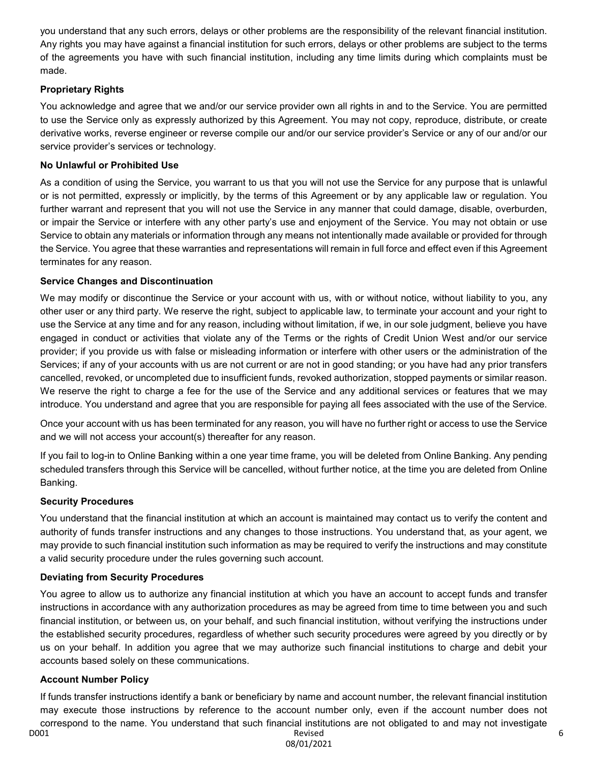you understand that any such errors, delays or other problems are the responsibility of the relevant financial institution. Any rights you may have against a financial institution for such errors, delays or other problems are subject to the terms of the agreements you have with such financial institution, including any time limits during which complaints must be made.

**Proprietary Rights**

You acknowledge and agree that we and/or our service provider own all rights in and to the Service. You are permitted to use the Service only as expressly authorized by this Agreement. You may not copy, reproduce, distribute, or create derivative works, reverse engineer or reverse compile our and/or our service provider's Service or any of our and/or our service provider's services or technology.

**No Unlawful or Prohibited Use**

As a condition of using the Service, you warrant to us that you will not use the Service for any purpose that is unlawful or is not permitted, expressly or implicitly, by the terms of this Agreement or by any applicable law or regulation. You further warrant and represent that you will not use the Service in any manner that could damage, disable, overburden, or impair the Service or interfere with any other party's use and enjoyment of the Service. You may not obtain or use Service to obtain any materials or information through any means not intentionally made available or provided for through the Service. You agree that these warranties and representations will remain in full force and effect even if this Agreement terminates for any reason.

**Service Changes and Discontinuation**

We may modify or discontinue the Service or your account with us, with or without notice, without liability to you, any other user or any third party. We reserve the right, subject to applicable law, to terminate your account and your right to use the Service at any time and for any reason, including without limitation, if we, in our sole judgment, believe you have engaged in conduct or activities that violate any of the Terms or the rights of Credit Union West and/or our service provider; if you provide us with false or misleading information or interfere with other users or the administration of the Services; if any of your accounts with us are not current or are not in good standing; or you have had any prior transfers cancelled, revoked, or uncompleted due to insufficient funds, revoked authorization, stopped payments or similar reason. We reserve the right to charge a fee for the use of the Service and any additional services or features that we may introduce. You understand and agree that you are responsible for paying all fees associated with the use of the Service.

Once your account with us has been terminated for any reason, you will have no further right or access to use the Service and we will not access your account(s) thereafter for any reason.

If you fail to log-in to Online Banking within a one year time frame, you will be deleted from Online Banking. Any pending scheduled transfers through this Service will be cancelled, without further notice, at the time you are deleted from Online Banking.

**Security Procedures**

You understand that the financial institution at which an account is maintained may contact us to verify the content and authority of funds transfer instructions and any changes to those instructions. You understand that, as your agent, we may provide to such financial institution such information as may be required to verify the instructions and may constitute a valid security procedure under the rules governing such account.

**Deviating from Security Procedures**

You agree to allow us to authorize any financial institution at which you have an account to accept funds and transfer instructions in accordance with any authorization procedures as may be agreed from time to time between you and such financial institution, or between us, on your behalf, and such financial institution, without verifying the instructions under the established security procedures, regardless of whether such security procedures were agreed by you directly or by us on your behalf. In addition you agree that we may authorize such financial institutions to charge and debit your accounts based solely on these communications.

**Account Number Policy**

If funds transfer instructions identify a bank or beneficiary by name and account number, the relevant financial institution may execute those instructions by reference to the account number only, even if the account number does not correspond to the name. You understand that such financial institutions are not obligated to and may not investigate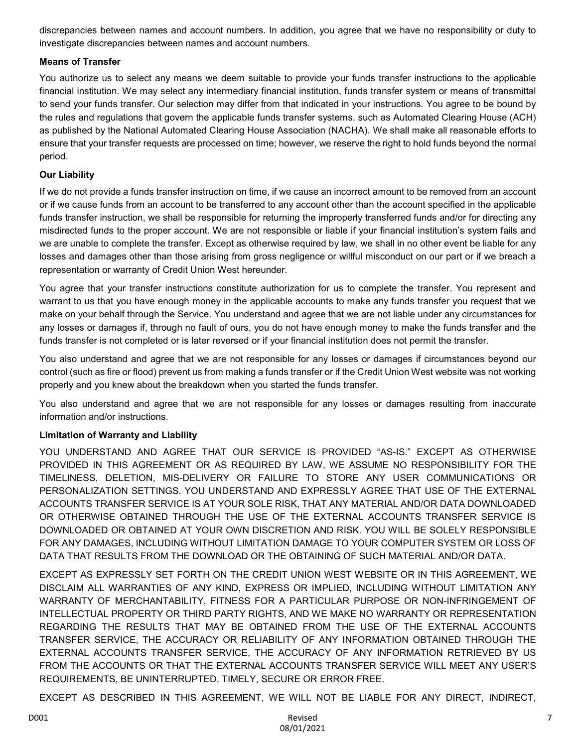discrepancies between names and account numbers. In addition, you agree that we have no responsibility or duty to investigate discrepancies between names and account numbers.

**Means of Transfer**

You authorize us to select any means we deem suitable to provide your funds transfer instructions to the applicable financial institution. We may select any intermediary financial institution, funds transfer system or means of transmittal to send your funds transfer. Our selection may differ from that indicated in your instructions. You agree to be bound by the rules and regulations that govern the applicable funds transfer systems, such as Automated Clearing House (ACH) as published by the National Automated Clearing House Association (NACHA). We shall make all reasonable efforts to ensure that your transfer requests are processed on time; however, we reserve the right to hold funds beyond the normal period.

**Our Liability**

If we do not provide a funds transfer instruction on time, if we cause an incorrect amount to be removed from an account or if we cause funds from an account to be transferred to any account other than the account specified in the applicable funds transfer instruction, we shall be responsible for returning the improperly transferred funds and/or for directing any misdirected funds to the proper account. We are not responsible or liable if your financial institution's system fails and we are unable to complete the transfer. Except as otherwise required by law, we shall in no other event be liable for any losses and damages other than those arising from gross negligence or willful misconduct on our part or if we breach a representation or warranty of Credit Union West hereunder.

You agree that your transfer instructions constitute authorization for us to complete the transfer. You represent and warrant to us that you have enough money in the applicable accounts to make any funds transfer you request that we make on your behalf through the Service. You understand and agree that we are not liable under any circumstances for any losses or damages if, through no fault of ours, you do not have enough money to make the funds transfer and the funds transfer is not completed or is later reversed or if your financial institution does not permit the transfer.

You also understand and agree that we are not responsible for any losses or damages if circumstances beyond our control (such as fire or flood) prevent us from making a funds transfer or if the Credit Union West website was not working properly and you knew about the breakdown when you started the funds transfer.

You also understand and agree that we are not responsible for any losses or damages resulting from inaccurate information and/or instructions.

**Limitation of Warranty and Liability**

YOU UNDERSTAND AND AGREE THAT OUR SERVICE IS PROVIDED "AS-IS." EXCEPT AS OTHERWISE PROVIDED IN THIS AGREEMENT OR AS REQUIRED BY LAW, WE ASSUME NO RESPONSIBILITY FOR THE TIMELINESS, DELETION, MIS-DELIVERY OR FAILURE TO STORE ANY USER COMMUNICATIONS OR PERSONALIZATION SETTINGS. YOU UNDERSTAND AND EXPRESSLY AGREE THAT USE OF THE EXTERNAL ACCOUNTS TRANSFER SERVICE IS AT YOUR SOLE RISK, THAT ANY MATERIAL AND/OR DATA DOWNLOADED OR OTHERWISE OBTAINED THROUGH THE USE OF THE EXTERNAL ACCOUNTS TRANSFER SERVICE IS DOWNLOADED OR OBTAINED AT YOUR OWN DISCRETION AND RISK. YOU WILL BE SOLELY RESPONSIBLE FOR ANY DAMAGES, INCLUDING WITHOUT LIMITATION DAMAGE TO YOUR COMPUTER SYSTEM OR LOSS OF DATA THAT RESULTS FROM THE DOWNLOAD OR THE OBTAINING OF SUCH MATERIAL AND/OR DATA.

EXCEPT AS EXPRESSLY SET FORTH ON THE CREDIT UNION WEST WEBSITE OR IN THIS AGREEMENT, WE DISCLAIM ALL WARRANTIES OF ANY KIND, EXPRESS OR IMPLIED, INCLUDING WITHOUT LIMITATION ANY WARRANTY OF MERCHANTABILITY, FITNESS FOR A PARTICULAR PURPOSE OR NON-INFRINGEMENT OF INTELLECTUAL PROPERTY OR THIRD PARTY RIGHTS, AND WE MAKE NO WARRANTY OR REPRESENTATION REGARDING THE RESULTS THAT MAY BE OBTAINED FROM THE USE OF THE EXTERNAL ACCOUNTS TRANSFER SERVICE, THE ACCURACY OR RELIABILITY OF ANY INFORMATION OBTAINED THROUGH THE EXTERNAL ACCOUNTS TRANSFER SERVICE, THE ACCURACY OF ANY INFORMATION RETRIEVED BY US FROM THE ACCOUNTS OR THAT THE EXTERNAL ACCOUNTS TRANSFER SERVICE WILL MEET ANY USER'S REQUIREMENTS, BE UNINTERRUPTED, TIMELY, SECURE OR ERROR FREE.

EXCEPT AS DESCRIBED IN THIS AGREEMENT, WE WILL NOT BE LIABLE FOR ANY DIRECT, INDIRECT,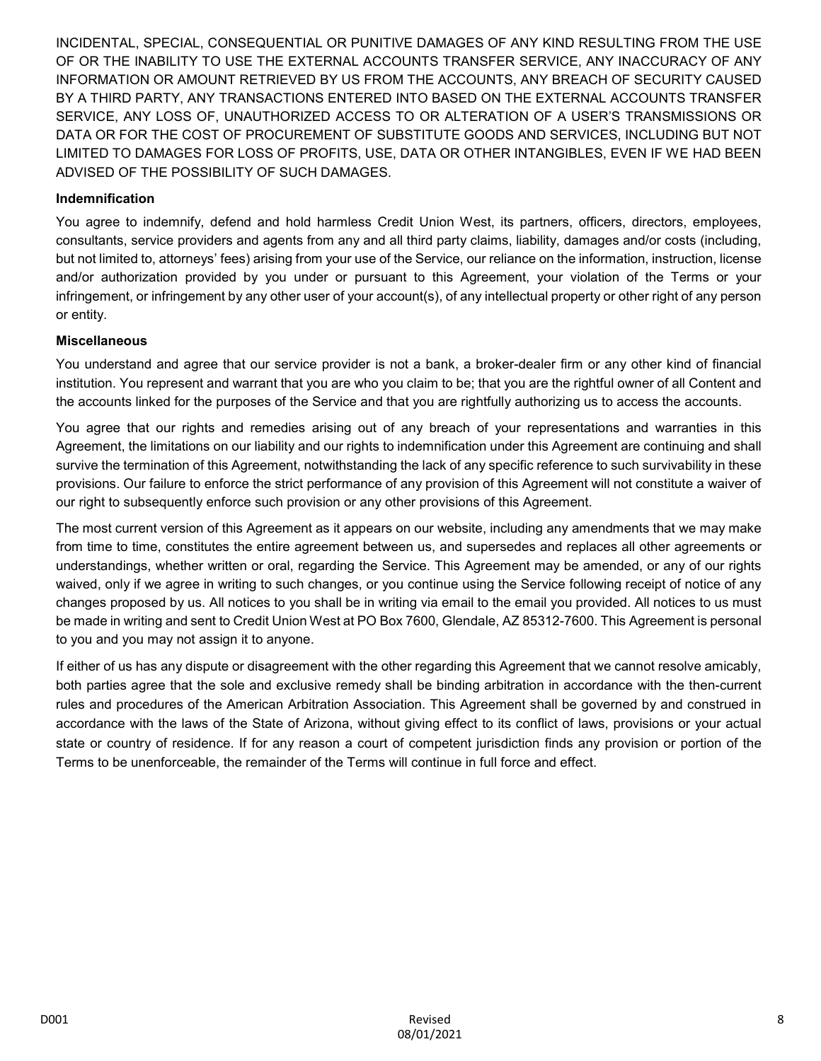INCIDENTAL, SPECIAL, CONSEQUENTIAL OR PUNITIVE DAMAGES OF ANY KIND RESULTING FROM THE USE OF OR THE INABILITY TO USE THE EXTERNAL ACCOUNTS TRANSFER SERVICE, ANY INACCURACY OF ANY INFORMATION OR AMOUNT RETRIEVED BY US FROM THE ACCOUNTS, ANY BREACH OF SECURITY CAUSED BY A THIRD PARTY, ANY TRANSACTIONS ENTERED INTO BASED ON THE EXTERNAL ACCOUNTS TRANSFER SERVICE, ANY LOSS OF, UNAUTHORIZED ACCESS TO OR ALTERATION OF A USER'S TRANSMISSIONS OR DATA OR FOR THE COST OF PROCUREMENT OF SUBSTITUTE GOODS AND SERVICES, INCLUDING BUT NOT LIMITED TO DAMAGES FOR LOSS OF PROFITS, USE, DATA OR OTHER INTANGIBLES, EVEN IF WE HAD BEEN ADVISED OF THE POSSIBILITY OF SUCH DAMAGES.

**Indemnification**

You agree to indemnify, defend and hold harmless Credit Union West, its partners, officers, directors, employees, consultants, service providers and agents from any and all third party claims, liability, damages and/or costs (including, but not limited to, attorneys' fees) arising from your use of the Service, our reliance on the information, instruction, license and/or authorization provided by you under or pursuant to this Agreement, your violation of the Terms or your infringement, or infringement by any other user of your account(s), of any intellectual property or other right of any person or entity.

**Miscellaneous**

You understand and agree that our service provider is not a bank, a broker-dealer firm or any other kind of financial institution. You represent and warrant that you are who you claim to be; that you are the rightful owner of all Content and the accounts linked for the purposes of the Service and that you are rightfully authorizing us to access the accounts.

You agree that our rights and remedies arising out of any breach of your representations and warranties in this Agreement, the limitations on our liability and our rights to indemnification under this Agreement are continuing and shall survive the termination of this Agreement, notwithstanding the lack of any specific reference to such survivability in these provisions. Our failure to enforce the strict performance of any provision of this Agreement will not constitute a waiver of our right to subsequently enforce such provision or any other provisions of this Agreement.

The most current version of this Agreement as it appears on our website, including any amendments that we may make from time to time, constitutes the entire agreement between us, and supersedes and replaces all other agreements or understandings, whether written or oral, regarding the Service. This Agreement may be amended, or any of our rights waived, only if we agree in writing to such changes, or you continue using the Service following receipt of notice of any changes proposed by us. All notices to you shall be in writing via email to the email you provided. All notices to us must be made in writing and sent to Credit Union West at PO Box 7600, Glendale, AZ 85312-7600. This Agreement is personal to you and you may not assign it to anyone.

If either of us has any dispute or disagreement with the other regarding this Agreement that we cannot resolve amicably, both parties agree that the sole and exclusive remedy shall be binding arbitration in accordance with the then-current rules and procedures of the American Arbitration Association. This Agreement shall be governed by and construed in accordance with the laws of the State of Arizona, without giving effect to its conflict of laws, provisions or your actual state or country of residence. If for any reason a court of competent jurisdiction finds any provision or portion of the Terms to be unenforceable, the remainder of the Terms will continue in full force and effect.